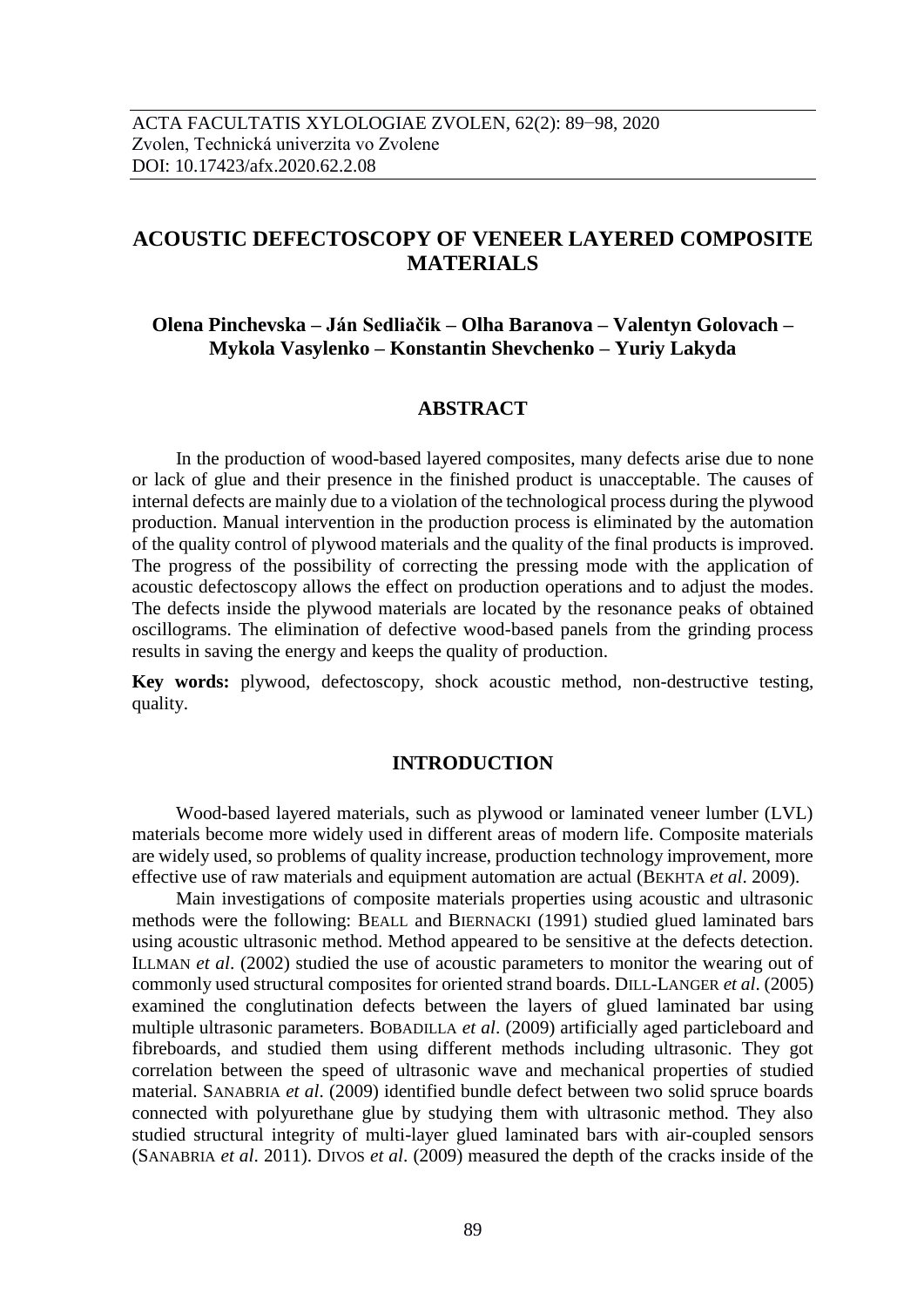ACTA FACULTATIS XYLOLOGIAE ZVOLEN, 62(2): 89−98, 2020
Zvolen, Technická univerzita vo Zvolene
DOI: 10.17423/afx.2020.62.2.08

# ACOUSTIC DEFECTOSCOPY OF VENEER LAYERED COMPOSITE MATERIALS

**Olena Pinchevska – Ján Sedliačik – Olha Baranova – Valentyn Golovach – Mykola Vasylenko – Konstantin Shevchenko – Yuriy Lakyda**

## ABSTRACT

In the production of wood-based layered composites, many defects arise due to none or lack of glue and their presence in the finished product is unacceptable. The causes of internal defects are mainly due to a violation of the technological process during the plywood production. Manual intervention in the production process is eliminated by the automation of the quality control of plywood materials and the quality of the final products is improved. The progress of the possibility of correcting the pressing mode with the application of acoustic defectoscopy allows the effect on production operations and to adjust the modes. The defects inside the plywood materials are located by the resonance peaks of obtained oscillograms. The elimination of defective wood-based panels from the grinding process results in saving the energy and keeps the quality of production.

**Key words:** plywood, defectoscopy, shock acoustic method, non-destructive testing, quality.

## INTRODUCTION

Wood-based layered materials, such as plywood or laminated veneer lumber (LVL) materials become more widely used in different areas of modern life. Composite materials are widely used, so problems of quality increase, production technology improvement, more effective use of raw materials and equipment automation are actual (BEKHTA *et al*. 2009).

Main investigations of composite materials properties using acoustic and ultrasonic methods were the following: BEALL and BIERNACKI (1991) studied glued laminated bars using acoustic ultrasonic method. Method appeared to be sensitive at the defects detection. ILLMAN *et al*. (2002) studied the use of acoustic parameters to monitor the wearing out of commonly used structural composites for oriented strand boards. DILL-LANGER *et al*. (2005) examined the conglutination defects between the layers of glued laminated bar using multiple ultrasonic parameters. BOBADILLA *et al*. (2009) artificially aged particleboard and fibreboards, and studied them using different methods including ultrasonic. They got correlation between the speed of ultrasonic wave and mechanical properties of studied material. SANABRIA *et al*. (2009) identified bundle defect between two solid spruce boards connected with polyurethane glue by studying them with ultrasonic method. They also studied structural integrity of multi-layer glued laminated bars with air-coupled sensors (SANABRIA *et al*. 2011). DIVOS *et al*. (2009) measured the depth of the cracks inside of the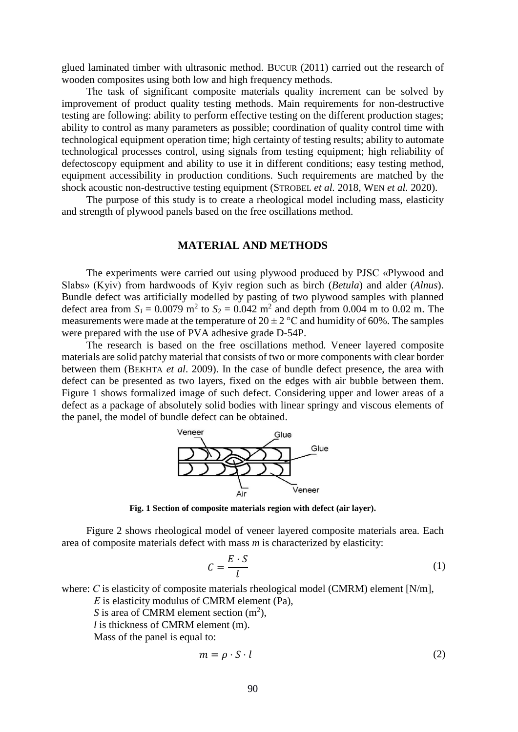glued laminated timber with ultrasonic method. BUCUR (2011) carried out the research of wooden composites using both low and high frequency methods.

The task of significant composite materials quality increment can be solved by improvement of product quality testing methods. Main requirements for non-destructive testing are following: ability to perform effective testing on the different production stages; ability to control as many parameters as possible; coordination of quality control time with technological equipment operation time; high certainty of testing results; ability to automate technological processes control, using signals from testing equipment; high reliability of defectoscopy equipment and ability to use it in different conditions; easy testing method, equipment accessibility in production conditions. Such requirements are matched by the shock acoustic non-destructive testing equipment (STROBEL *et al.* 2018, WEN *et al.* 2020).

The purpose of this study is to create a rheological model including mass, elasticity and strength of plywood panels based on the free oscillations method.

## MATERIAL AND METHODS

The experiments were carried out using plywood produced by PJSC «Plywood and Slabs» (Kyiv) from hardwoods of Kyiv region such as birch (*Betula*) and alder (*Alnus*). Bundle defect was artificially modelled by pasting of two plywood samples with planned defect area from $S_1 = 0.0079$ m$^2$ to $S_2 = 0.042$ m$^2$ and depth from 0.004 m to 0.02 m. The measurements were made at the temperature of $20 \pm 2$ °C and humidity of 60%. The samples were prepared with the use of PVA adhesive grade D-54P.

The research is based on the free oscillations method. Veneer layered composite materials are solid patchy material that consists of two or more components with clear border between them (BEKHTA *et al*. 2009). In the case of bundle defect presence, the area with defect can be presented as two layers, fixed on the edges with air bubble between them. Figure 1 shows formalized image of such defect. Considering upper and lower areas of a defect as a package of absolutely solid bodies with linear springy and viscous elements of the panel, the model of bundle defect can be obtained.

**Fig. 1 Section of composite materials region with defect (air layer).**

Figure 2 shows rheological model of veneer layered composite materials area. Each area of composite materials defect with mass *m* is characterized by elasticity:

$$C = \frac{E \cdot S}{l} \tag{1}$$

where: *C* is elasticity of composite materials rheological model (CMRM) element [N/m],

*E* is elasticity modulus of CMRM element (Pa),

*S* is area of CMRM element section (m$^2$),

*l* is thickness of CMRM element (m).

Mass of the panel is equal to:

$$m = \rho \cdot S \cdot l \tag{2}$$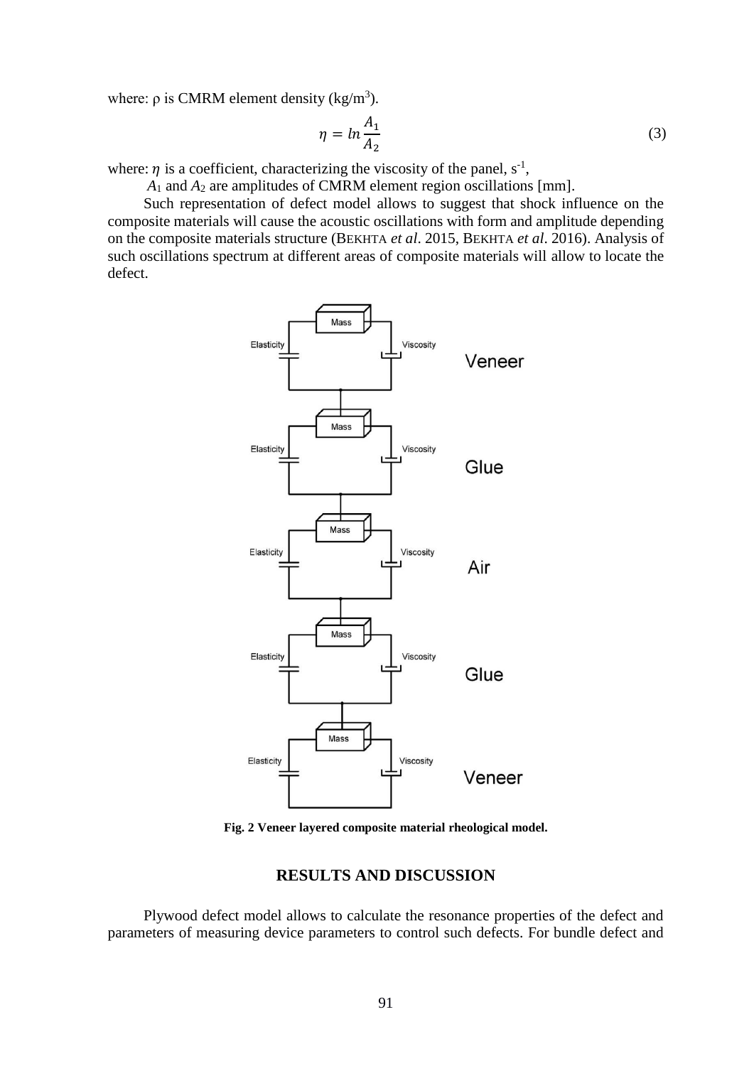where: ρ is CMRM element density (kg/m$^3$).

$$\eta = ln\frac{A_1}{A_2} \tag{3}$$

where: $\eta$ is a coefficient, characterizing the viscosity of the panel, s$^{-1}$,

$A_1$ and $A_2$ are amplitudes of CMRM element region oscillations [mm].

Such representation of defect model allows to suggest that shock influence on the composite materials will cause the acoustic oscillations with form and amplitude depending on the composite materials structure (BEKHTA *et al*. 2015, BEKHTA *et al*. 2016). Analysis of such oscillations spectrum at different areas of composite materials will allow to locate the defect.

**Fig. 2 Veneer layered composite material rheological model.**

## RESULTS AND DISCUSSION

Plywood defect model allows to calculate the resonance properties of the defect and parameters of measuring device parameters to control such defects. For bundle defect and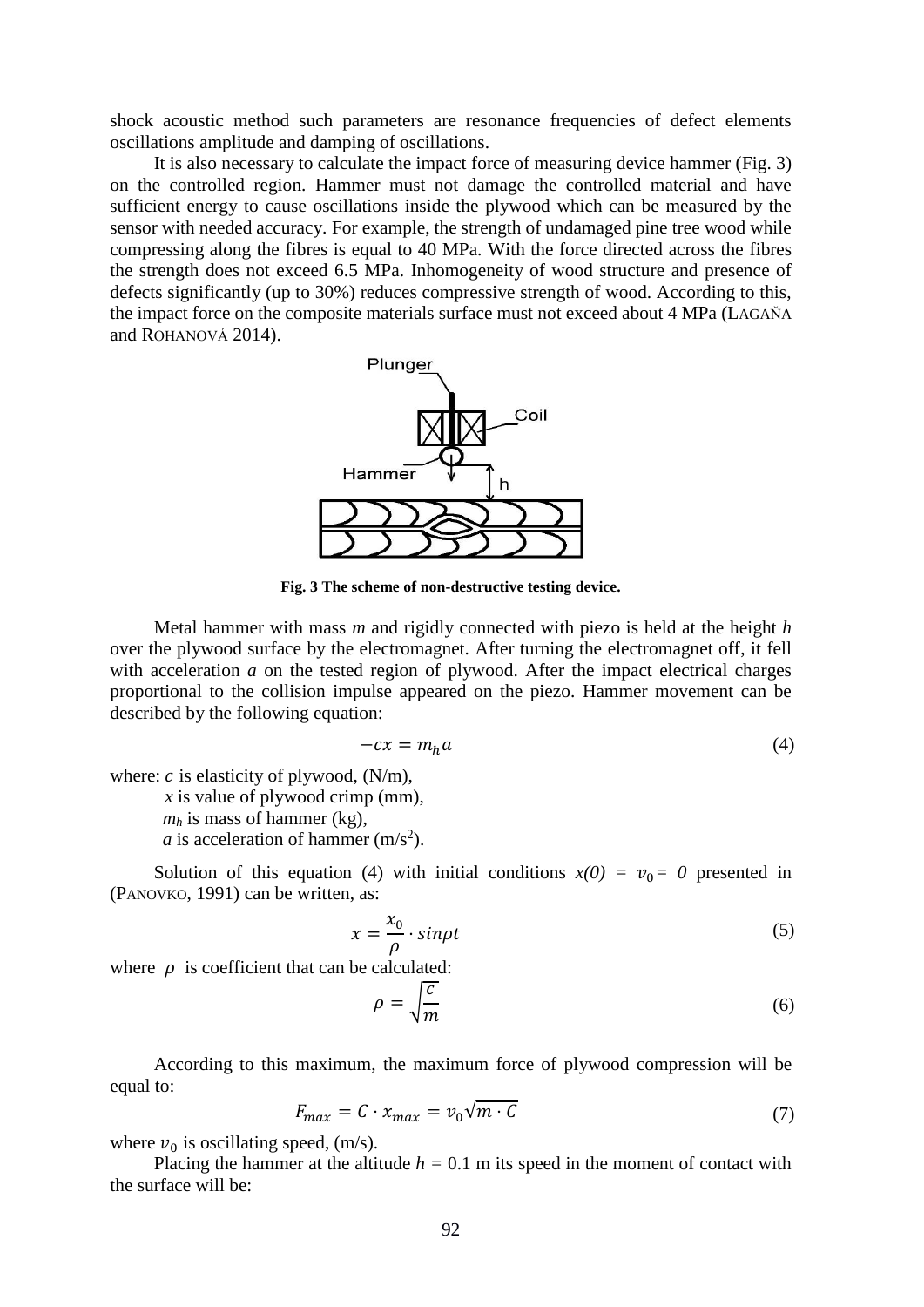shock acoustic method such parameters are resonance frequencies of defect elements oscillations amplitude and damping of oscillations.

It is also necessary to calculate the impact force of measuring device hammer (Fig. 3) on the controlled region. Hammer must not damage the controlled material and have sufficient energy to cause oscillations inside the plywood which can be measured by the sensor with needed accuracy. For example, the strength of undamaged pine tree wood while compressing along the fibres is equal to 40 MPa. With the force directed across the fibres the strength does not exceed 6.5 MPa. Inhomogeneity of wood structure and presence of defects significantly (up to 30%) reduces compressive strength of wood. According to this, the impact force on the composite materials surface must not exceed about 4 MPa (LAGAŇA and ROHANOVÁ 2014).

**Fig. 3 The scheme of non-destructive testing device.**

Metal hammer with mass *m* and rigidly connected with piezo is held at the height *h* over the plywood surface by the electromagnet. After turning the electromagnet off, it fell with acceleration *a* on the tested region of plywood. After the impact electrical charges proportional to the collision impulse appeared on the piezo. Hammer movement can be described by the following equation:

$$-cx = m_h a \tag{4}$$

where: $c$ is elasticity of plywood, (N/m),

$x$ is value of plywood crimp (mm),

$m_h$ is mass of hammer (kg),

$a$ is acceleration of hammer (m/s$^2$).

Solution of this equation (4) with initial conditions $x(0) = v_0 = 0$ presented in (PANOVKO, 1991) can be written, as:

$$x = \frac{x_0}{\rho} \cdot sin\rho t \tag{5}$$

where $\rho$ is coefficient that can be calculated:

$$\rho = \sqrt{\frac{c}{m}} \tag{6}$$

According to this maximum, the maximum force of plywood compression will be equal to:

$$F_{max} = C \cdot x_{max} = v_0\sqrt{m \cdot C} \tag{7}$$

where $v_0$ is oscillating speed, (m/s).

Placing the hammer at the altitude $h = 0.1$ m its speed in the moment of contact with the surface will be: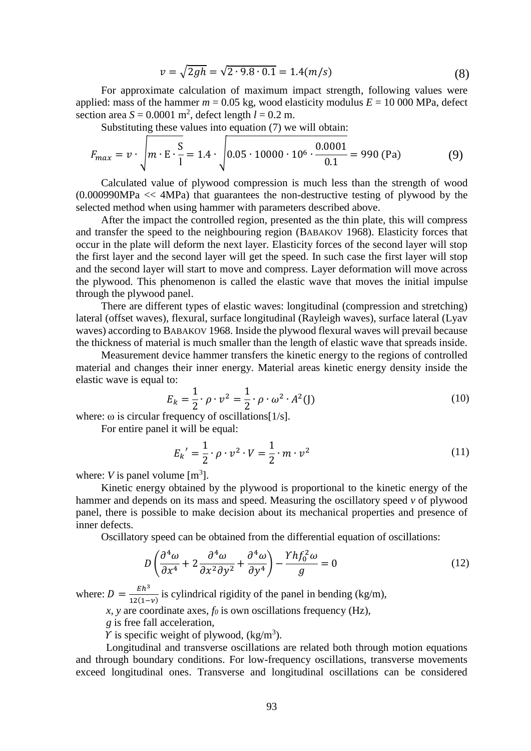$$v = \sqrt{2gh} = \sqrt{2 \cdot 9.8 \cdot 0.1} = 1.4 (m/s) \tag{8}$$

For approximate calculation of maximum impact strength, following values were applied: mass of the hammer $m = 0.05$ kg, wood elasticity modulus $E = 10\,000$ MPa, defect section area $S = 0.0001$ m$^2$, defect length $l = 0.2$ m.

Substituting these values into equation (7) we will obtain:

$$F_{max} = v \cdot \sqrt{m \cdot \mathrm{E} \cdot \frac{\mathrm{S}}{\mathrm{l}}} = 1.4 \cdot \sqrt{0.05 \cdot 10000 \cdot 10^6 \cdot \frac{0.0001}{0.1}} = 990\ (\mathrm{Pa}) \tag{9}$$

Calculated value of plywood compression is much less than the strength of wood (0.000990MPa << 4MPa) that guarantees the non-destructive testing of plywood by the selected method when using hammer with parameters described above.

After the impact the controlled region, presented as the thin plate, this will compress and transfer the speed to the neighbouring region (BABAKOV 1968). Elasticity forces that occur in the plate will deform the next layer. Elasticity forces of the second layer will stop the first layer and the second layer will get the speed. In such case the first layer will stop and the second layer will start to move and compress. Layer deformation will move across the plywood. This phenomenon is called the elastic wave that moves the initial impulse through the plywood panel.

There are different types of elastic waves: longitudinal (compression and stretching) lateral (offset waves), flexural, surface longitudinal (Rayleigh waves), surface lateral (Lyav waves) according to BABAKOV 1968. Inside the plywood flexural waves will prevail because the thickness of material is much smaller than the length of elastic wave that spreads inside.

Measurement device hammer transfers the kinetic energy to the regions of controlled material and changes their inner energy. Material areas kinetic energy density inside the elastic wave is equal to:

$$E_k = \frac{1}{2} \cdot \rho \cdot v^2 = \frac{1}{2} \cdot \rho \cdot \omega^2 \cdot A^2 (\mathrm{J}) \tag{10}$$

where: ω is circular frequency of oscillations[1/s].

For entire panel it will be equal:

$$E_k{'} = \frac{1}{2} \cdot \rho \cdot v^2 \cdot V = \frac{1}{2} \cdot m \cdot v^2 \tag{11}$$

where: $V$ is panel volume [m$^3$].

Kinetic energy obtained by the plywood is proportional to the kinetic energy of the hammer and depends on its mass and speed. Measuring the oscillatory speed $v$ of plywood panel, there is possible to make decision about its mechanical properties and presence of inner defects.

Oscillatory speed can be obtained from the differential equation of oscillations:

$$D \left( \frac{\partial^4 \omega}{\partial x^4} + 2 \frac{\partial^4 \omega}{\partial x^2 \partial y^2} + \frac{\partial^4 \omega}{\partial y^4} \right) - \frac{\Upsilon h f_0^2 \omega}{g} = 0 \tag{12}$$

where: $D = \frac{Eh^3}{12(1-\nu)}$ is cylindrical rigidity of the panel in bending (kg/m),

$x$, $y$ are coordinate axes, $f_0$ is own oscillations frequency (Hz),

$g$ is free fall acceleration,

$\Upsilon$ is specific weight of plywood, (kg/m$^3$).

Longitudinal and transverse oscillations are related both through motion equations and through boundary conditions. For low-frequency oscillations, transverse movements exceed longitudinal ones. Transverse and longitudinal oscillations can be considered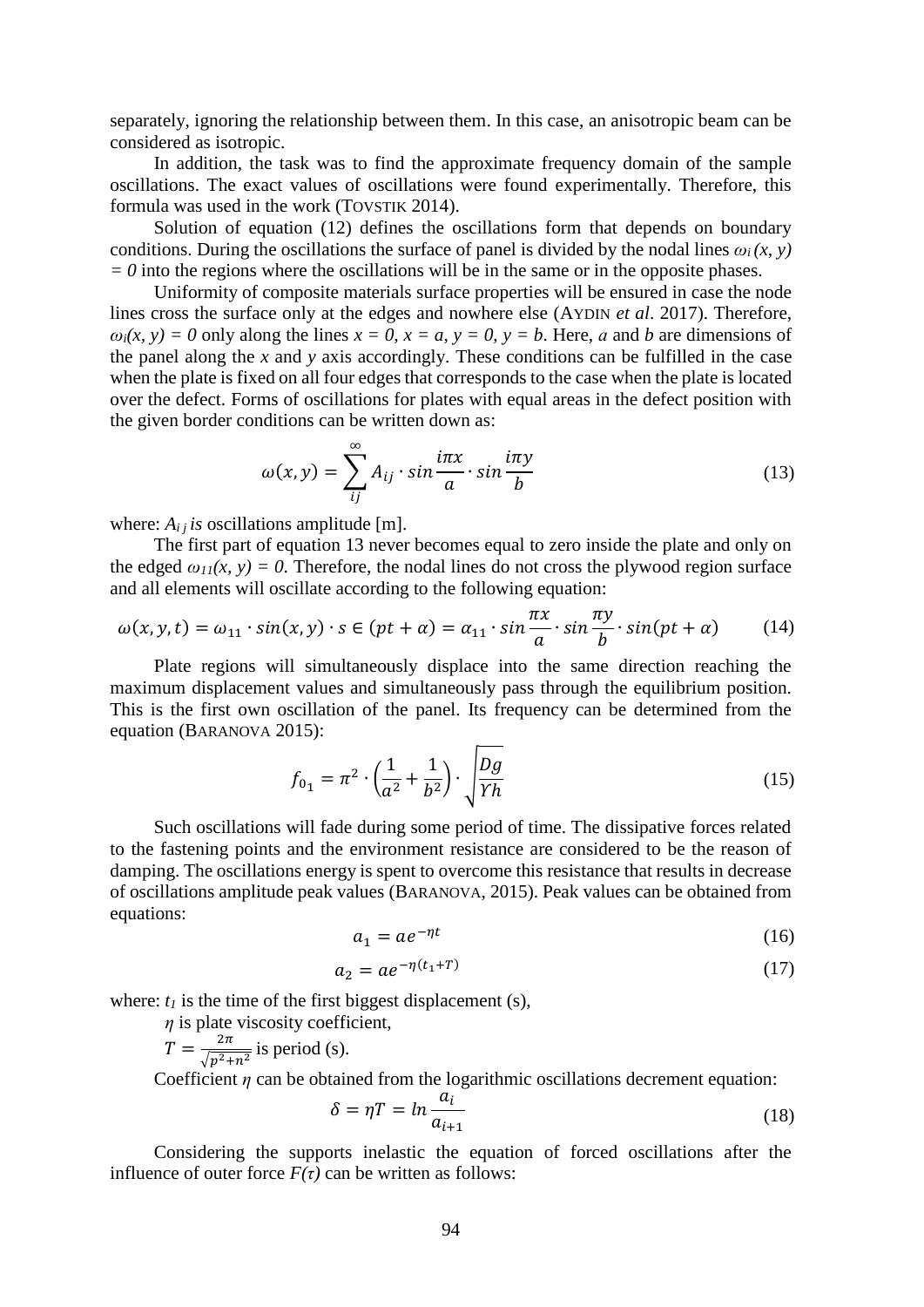separately, ignoring the relationship between them. In this case, an anisotropic beam can be considered as isotropic.

In addition, the task was to find the approximate frequency domain of the sample oscillations. The exact values of oscillations were found experimentally. Therefore, this formula was used in the work (TOVSTIK 2014).

Solution of equation (12) defines the oscillations form that depends on boundary conditions. During the oscillations the surface of panel is divided by the nodal lines $\omega_i(x, y) = 0$ into the regions where the oscillations will be in the same or in the opposite phases.

Uniformity of composite materials surface properties will be ensured in case the node lines cross the surface only at the edges and nowhere else (AYDIN *et al*. 2017). Therefore, $\omega_i(x, y) = 0$ only along the lines $x = 0$, $x = a$, $y = 0$, $y = b$. Here, $a$ and $b$ are dimensions of the panel along the $x$ and $y$ axis accordingly. These conditions can be fulfilled in the case when the plate is fixed on all four edges that corresponds to the case when the plate is located over the defect. Forms of oscillations for plates with equal areas in the defect position with the given border conditions can be written down as:

$$\omega(x, y) = \sum_{ij}^{\infty} A_{ij} \cdot sin\frac{i\pi x}{a} \cdot sin\frac{i\pi y}{b} \tag{13}$$

where: $A_{ij}$ *is* oscillations amplitude [m].

The first part of equation 13 never becomes equal to zero inside the plate and only on the edged $\omega_{11}(x, y) = 0$. Therefore, the nodal lines do not cross the plywood region surface and all elements will oscillate according to the following equation:

$$\omega(x, y, t) = \omega_{11} \cdot sin(x, y) \cdot s \in (pt + \alpha) = \alpha_{11} \cdot sin\frac{\pi x}{a} \cdot sin\frac{\pi y}{b} \cdot sin(pt + \alpha) \tag{14}$$

Plate regions will simultaneously displace into the same direction reaching the maximum displacement values and simultaneously pass through the equilibrium position. This is the first own oscillation of the panel. Its frequency can be determined from the equation (BARANOVA 2015):

$$f_{0_1} = \pi^2 \cdot \left(\frac{1}{a^2} + \frac{1}{b^2}\right) \cdot \sqrt{\frac{Dg}{Yh}} \tag{15}$$

Such oscillations will fade during some period of time. The dissipative forces related to the fastening points and the environment resistance are considered to be the reason of damping. The oscillations energy is spent to overcome this resistance that results in decrease of oscillations amplitude peak values (BARANOVA, 2015). Peak values can be obtained from equations:

$$a_1 = ae^{-\eta t} \tag{16}$$

$$a_2 = ae^{-\eta(t_1+T)} \tag{17}$$

where: $t_1$ is the time of the first biggest displacement (s),

$\eta$ is plate viscosity coefficient,

$T = \frac{2\pi}{\sqrt{p^2+n^2}}$ is period (s).

Coefficient $\eta$ can be obtained from the logarithmic oscillations decrement equation:

$$\delta = \eta T = ln\frac{a_i}{a_{i+1}} \tag{18}$$

Considering the supports inelastic the equation of forced oscillations after the influence of outer force $F(\tau)$ can be written as follows: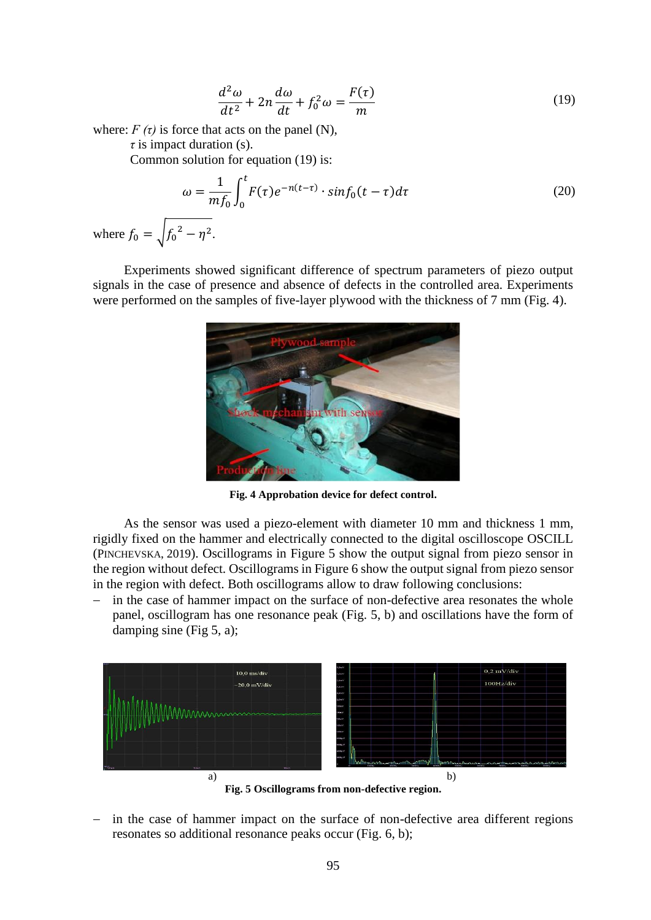$$\frac{d^2\omega}{dt^2} + 2n\frac{d\omega}{dt} + f_0^2\omega = \frac{F(\tau)}{m} \tag{19}$$

where: $F(\tau)$ is force that acts on the panel (N),

$\tau$ is impact duration (s).

Common solution for equation (19) is:

$$\omega = \frac{1}{mf_0}\int_0^t F(\tau)e^{-n(t-\tau)} \cdot sinf_0(t-\tau)d\tau \tag{20}$$

where $f_0 = \sqrt{f_0{}^2 - \eta^2}$.

Experiments showed significant difference of spectrum parameters of piezo output signals in the case of presence and absence of defects in the controlled area. Experiments were performed on the samples of five-layer plywood with the thickness of 7 mm (Fig. 4).

**Fig. 4 Approbation device for defect control.**

As the sensor was used a piezo-element with diameter 10 mm and thickness 1 mm, rigidly fixed on the hammer and electrically connected to the digital oscilloscope OSCILL (PINCHEVSKA, 2019). Oscillograms in Figure 5 show the output signal from piezo sensor in the region without defect. Oscillograms in Figure 6 show the output signal from piezo sensor in the region with defect. Both oscillograms allow to draw following conclusions:

- in the case of hammer impact on the surface of non-defective area resonates the whole panel, oscillogram has one resonance peak (Fig. 5, b) and oscillations have the form of damping sine (Fig 5, a);

a) b)

**Fig. 5 Oscillograms from non-defective region.**

- in the case of hammer impact on the surface of non-defective area different regions resonates so additional resonance peaks occur (Fig. 6, b);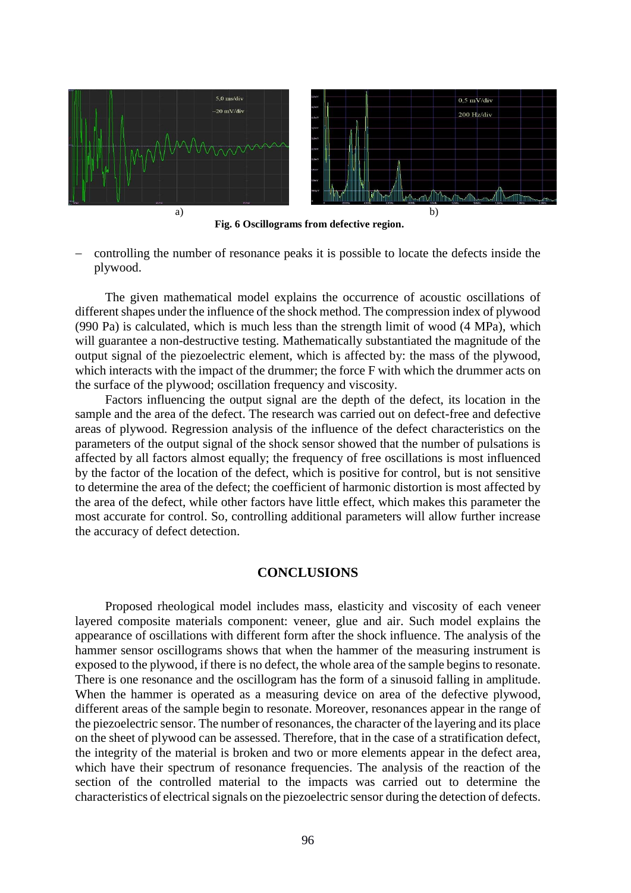a) b)

**Fig. 6 Oscillograms from defective region.**

- controlling the number of resonance peaks it is possible to locate the defects inside the plywood.

The given mathematical model explains the occurrence of acoustic oscillations of different shapes under the influence of the shock method. The compression index of plywood (990 Pa) is calculated, which is much less than the strength limit of wood (4 MPa), which will guarantee a non-destructive testing. Mathematically substantiated the magnitude of the output signal of the piezoelectric element, which is affected by: the mass of the plywood, which interacts with the impact of the drummer; the force F with which the drummer acts on the surface of the plywood; oscillation frequency and viscosity.

Factors influencing the output signal are the depth of the defect, its location in the sample and the area of the defect. The research was carried out on defect-free and defective areas of plywood. Regression analysis of the influence of the defect characteristics on the parameters of the output signal of the shock sensor showed that the number of pulsations is affected by all factors almost equally; the frequency of free oscillations is most influenced by the factor of the location of the defect, which is positive for control, but is not sensitive to determine the area of the defect; the coefficient of harmonic distortion is most affected by the area of the defect, while other factors have little effect, which makes this parameter the most accurate for control. So, controlling additional parameters will allow further increase the accuracy of defect detection.

## CONCLUSIONS

Proposed rheological model includes mass, elasticity and viscosity of each veneer layered composite materials component: veneer, glue and air. Such model explains the appearance of oscillations with different form after the shock influence. The analysis of the hammer sensor oscillograms shows that when the hammer of the measuring instrument is exposed to the plywood, if there is no defect, the whole area of the sample begins to resonate. There is one resonance and the oscillogram has the form of a sinusoid falling in amplitude. When the hammer is operated as a measuring device on area of the defective plywood, different areas of the sample begin to resonate. Moreover, resonances appear in the range of the piezoelectric sensor. The number of resonances, the character of the layering and its place on the sheet of plywood can be assessed. Therefore, that in the case of a stratification defect, the integrity of the material is broken and two or more elements appear in the defect area, which have their spectrum of resonance frequencies. The analysis of the reaction of the section of the controlled material to the impacts was carried out to determine the characteristics of electrical signals on the piezoelectric sensor during the detection of defects.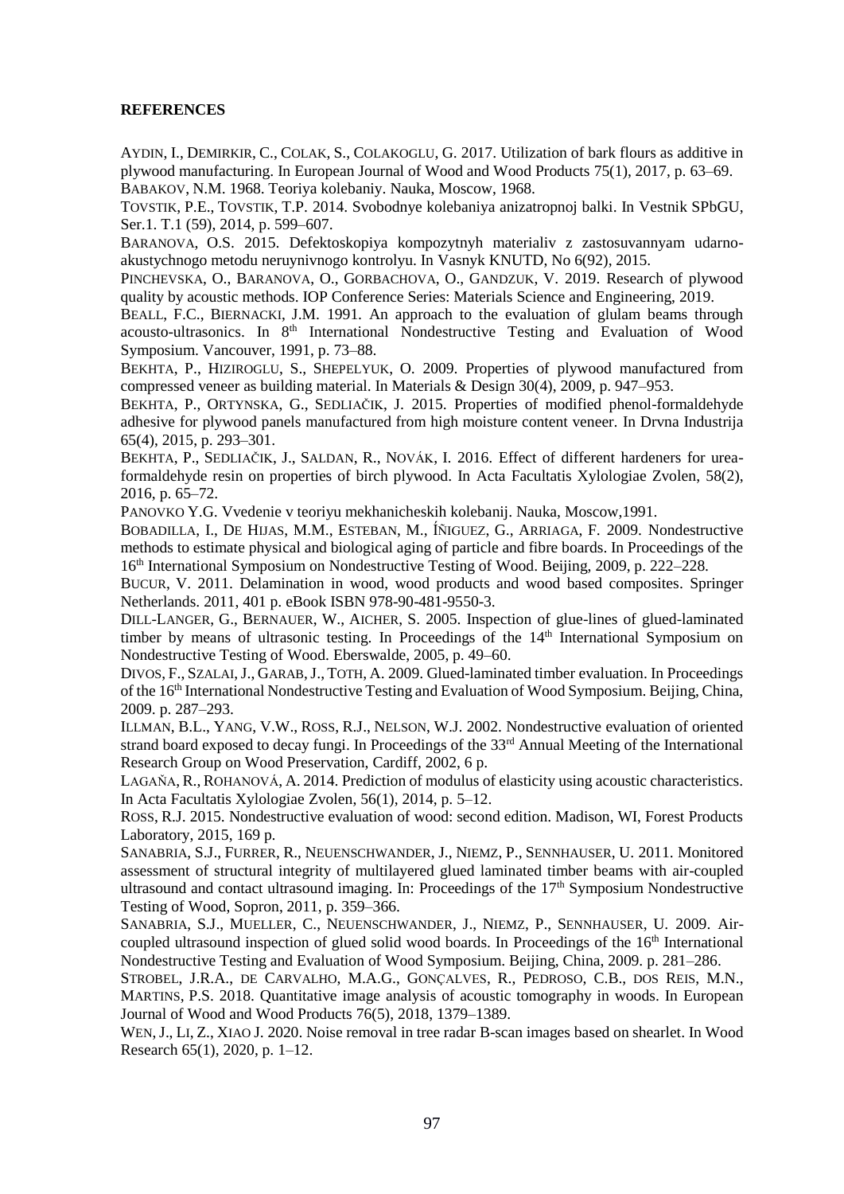**REFERENCES**

AYDIN, I., DEMIRKIR, C., COLAK, S., COLAKOGLU, G. 2017. Utilization of bark flours as additive in plywood manufacturing. In European Journal of Wood and Wood Products 75(1), 2017, p. 63–69.

BABAKOV, N.M. 1968. Teoriya kolebaniy. Nauka, Moscow, 1968.

TOVSTIK, P.E., TOVSTIK, T.P. 2014. Svobodnye kolebaniya anizatropnoj balki. In Vestnik SPbGU, Ser.1. T.1 (59), 2014, p. 599–607.

BARANOVA, O.S. 2015. Defektoskopiya kompozytnyh materialiv z zastosuvannyam udarno-akustychnogo metodu neruynivnogo kontrolyu. In Vasnyk KNUTD, No 6(92), 2015.

PINCHEVSKA, O., BARANOVA, O., GORBACHOVA, O., GANDZUK, V. 2019. Research of plywood quality by acoustic methods. IOP Conference Series: Materials Science and Engineering, 2019.

BEALL, F.C., BIERNACKI, J.M. 1991. An approach to the evaluation of glulam beams through acousto-ultrasonics. In 8th International Nondestructive Testing and Evaluation of Wood Symposium. Vancouver, 1991, p. 73–88.

BEKHTA, P., HIZIROGLU, S., SHEPELYUK, O. 2009. Properties of plywood manufactured from compressed veneer as building material. In Materials & Design 30(4), 2009, p. 947–953.

BEKHTA, P., ORTYNSKA, G., SEDLIAČIK, J. 2015. Properties of modified phenol-formaldehyde adhesive for plywood panels manufactured from high moisture content veneer. In Drvna Industrija 65(4), 2015, p. 293–301.

BEKHTA, P., SEDLIAČIK, J., SALDAN, R., NOVÁK, I. 2016. Effect of different hardeners for urea-formaldehyde resin on properties of birch plywood. In Acta Facultatis Xylologiae Zvolen, 58(2), 2016, p. 65–72.

PANOVKO Y.G. Vvedenie v teoriyu mekhanicheskih kolebanij. Nauka, Moscow,1991.

BOBADILLA, I., DE HIJAS, M.M., ESTEBAN, M., ÍÑIGUEZ, G., ARRIAGA, F. 2009. Nondestructive methods to estimate physical and biological aging of particle and fibre boards. In Proceedings of the 16th International Symposium on Nondestructive Testing of Wood. Beijing, 2009, p. 222–228.

BUCUR, V. 2011. Delamination in wood, wood products and wood based composites. Springer Netherlands. 2011, 401 p. eBook ISBN 978-90-481-9550-3.

DILL-LANGER, G., BERNAUER, W., AICHER, S. 2005. Inspection of glue-lines of glued-laminated timber by means of ultrasonic testing. In Proceedings of the 14th International Symposium on Nondestructive Testing of Wood. Eberswalde, 2005, p. 49–60.

DIVOS, F., SZALAI, J., GARAB, J., TOTH, A. 2009. Glued-laminated timber evaluation. In Proceedings of the 16th International Nondestructive Testing and Evaluation of Wood Symposium. Beijing, China, 2009. p. 287–293.

ILLMAN, B.L., YANG, V.W., ROSS, R.J., NELSON, W.J. 2002. Nondestructive evaluation of oriented strand board exposed to decay fungi. In Proceedings of the 33rd Annual Meeting of the International Research Group on Wood Preservation, Cardiff, 2002, 6 p.

LAGAŇA, R., ROHANOVÁ, A. 2014. Prediction of modulus of elasticity using acoustic characteristics. In Acta Facultatis Xylologiae Zvolen, 56(1), 2014, p. 5–12.

ROSS, R.J. 2015. Nondestructive evaluation of wood: second edition. Madison, WI, Forest Products Laboratory, 2015, 169 p.

SANABRIA, S.J., FURRER, R., NEUENSCHWANDER, J., NIEMZ, P., SENNHAUSER, U. 2011. Monitored assessment of structural integrity of multilayered glued laminated timber beams with air-coupled ultrasound and contact ultrasound imaging. In: Proceedings of the 17th Symposium Nondestructive Testing of Wood, Sopron, 2011, p. 359–366.

SANABRIA, S.J., MUELLER, C., NEUENSCHWANDER, J., NIEMZ, P., SENNHAUSER, U. 2009. Air-coupled ultrasound inspection of glued solid wood boards. In Proceedings of the 16th International Nondestructive Testing and Evaluation of Wood Symposium. Beijing, China, 2009. p. 281–286.

STROBEL, J.R.A., DE CARVALHO, M.A.G., GONÇALVES, R., PEDROSO, C.B., DOS REIS, M.N., MARTINS, P.S. 2018. Quantitative image analysis of acoustic tomography in woods. In European Journal of Wood and Wood Products 76(5), 2018, 1379–1389.

WEN, J., LI, Z., XIAO J. 2020. Noise removal in tree radar B-scan images based on shearlet. In Wood Research 65(1), 2020, p. 1–12.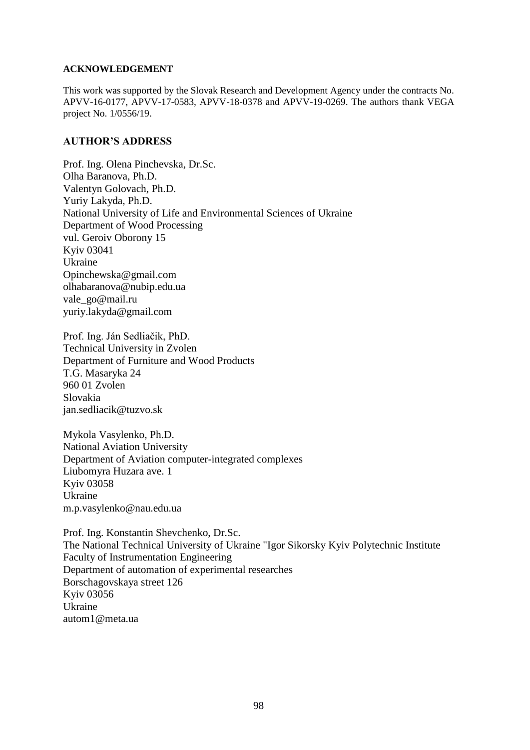## ACKNOWLEDGEMENT

This work was supported by the Slovak Research and Development Agency under the contracts No. APVV-16-0177, APVV-17-0583, APVV-18-0378 and APVV-19-0269. The authors thank VEGA project No. 1/0556/19.

## AUTHOR'S ADDRESS

Prof. Ing. Olena Pinchevska, Dr.Sc.
Olha Baranova, Ph.D.
Valentyn Golovach, Ph.D.
Yuriy Lakyda, Ph.D.
National University of Life and Environmental Sciences of Ukraine
Department of Wood Processing
vul. Geroiv Oborony 15
Kyiv 03041
Ukraine
Opinchewska@gmail.com
olhabaranova@nubip.edu.ua
vale_go@mail.ru
yuriy.lakyda@gmail.com

Prof. Ing. Ján Sedliačik, PhD.
Technical University in Zvolen
Department of Furniture and Wood Products
T.G. Masaryka 24
960 01 Zvolen
Slovakia
jan.sedliacik@tuzvo.sk

Mykola Vasylenko, Ph.D.
National Aviation University
Department of Aviation computer-integrated complexes
Liubomyra Huzara ave. 1
Kyiv 03058
Ukraine
m.p.vasylenko@nau.edu.ua

Prof. Ing. Konstantin Shevchenko, Dr.Sc.
The National Technical University of Ukraine "Igor Sikorsky Kyiv Polytechnic Institute
Faculty of Instrumentation Engineering
Department of automation of experimental researches
Borschagovskaya street 126
Kyiv 03056
Ukraine
autom1@meta.ua